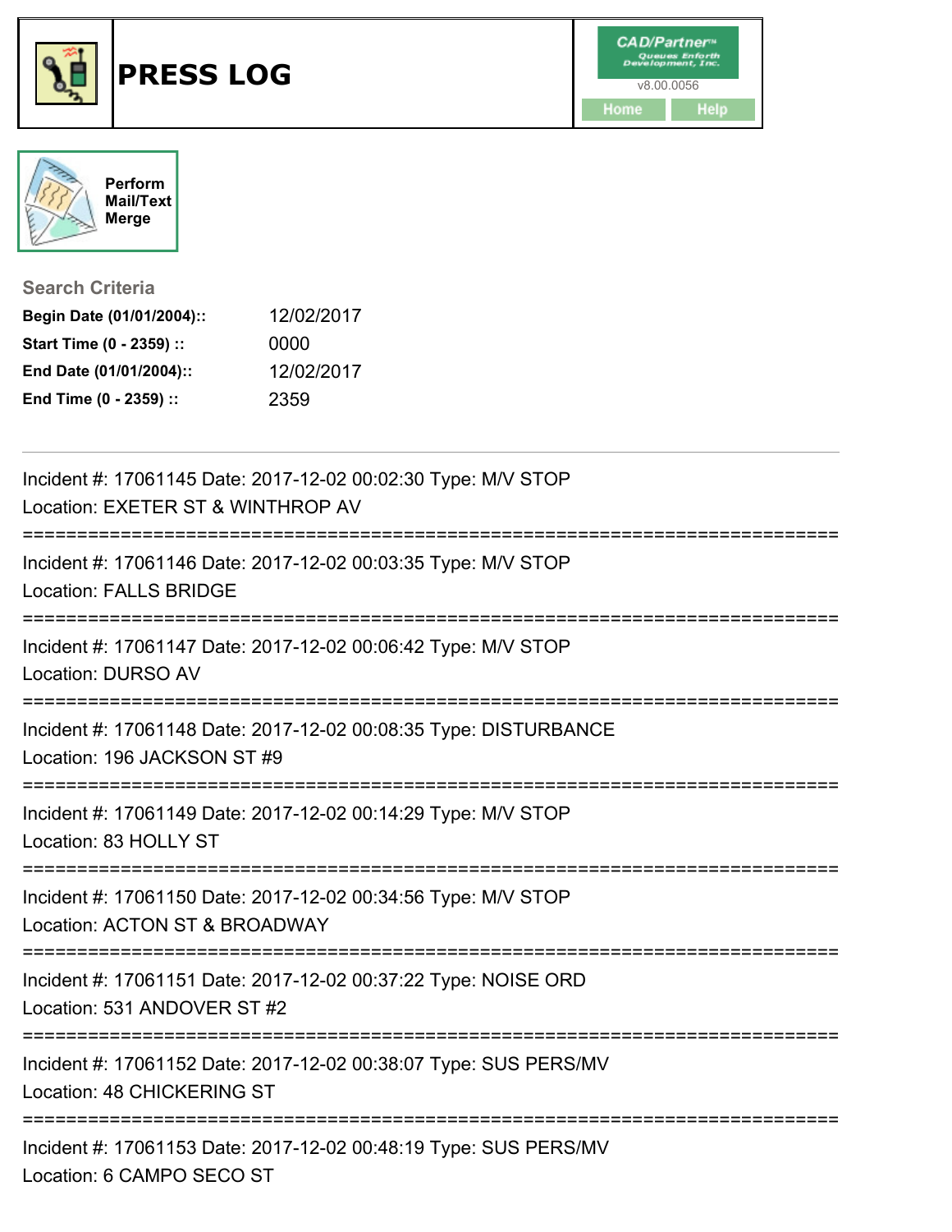# PRESS LOG

CAD/Partner™ Queues Enforth Development, Inc.
v8.00.0056

Home | Help

Perform Mail/Text Merge

## Search Criteria

**Begin Date (01/01/2004)::** 12/02/2017
**Start Time (0 - 2359) ::** 0000
**End Date (01/01/2004)::** 12/02/2017
**End Time (0 - 2359) ::** 2359

---

Incident #: 17061145 Date: 2017-12-02 00:02:30 Type: M/V STOP
Location: EXETER ST & WINTHROP AV

===========================================================================

Incident #: 17061146 Date: 2017-12-02 00:03:35 Type: M/V STOP
Location: FALLS BRIDGE

===========================================================================

Incident #: 17061147 Date: 2017-12-02 00:06:42 Type: M/V STOP
Location: DURSO AV

===========================================================================

Incident #: 17061148 Date: 2017-12-02 00:08:35 Type: DISTURBANCE
Location: 196 JACKSON ST #9

===========================================================================

Incident #: 17061149 Date: 2017-12-02 00:14:29 Type: M/V STOP
Location: 83 HOLLY ST

===========================================================================

Incident #: 17061150 Date: 2017-12-02 00:34:56 Type: M/V STOP
Location: ACTON ST & BROADWAY

===========================================================================

Incident #: 17061151 Date: 2017-12-02 00:37:22 Type: NOISE ORD
Location: 531 ANDOVER ST #2

===========================================================================

Incident #: 17061152 Date: 2017-12-02 00:38:07 Type: SUS PERS/MV
Location: 48 CHICKERING ST

===========================================================================

Incident #: 17061153 Date: 2017-12-02 00:48:19 Type: SUS PERS/MV
Location: 6 CAMPO SECO ST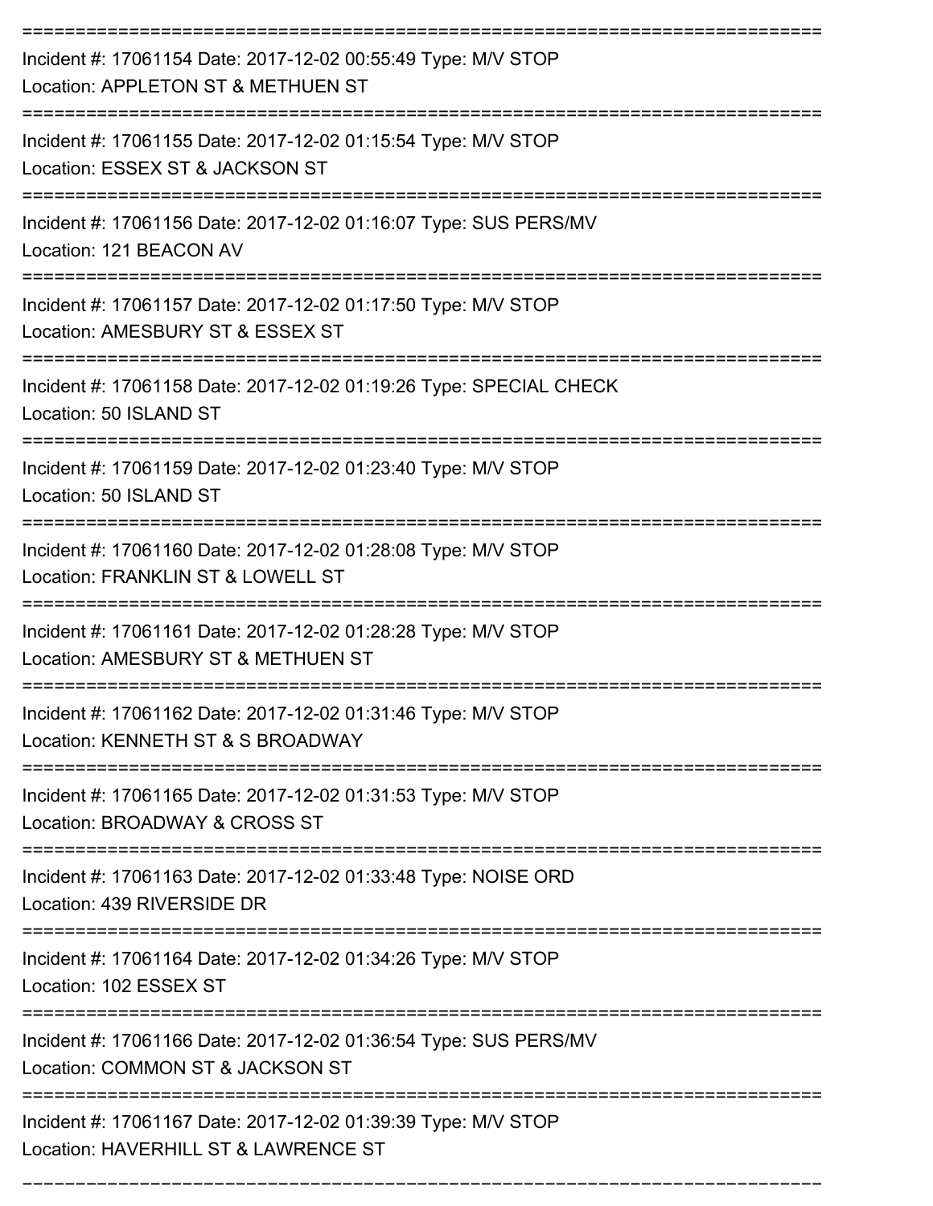===========================================================================

Incident #: 17061154 Date: 2017-12-02 00:55:49 Type: M/V STOP

Location: APPLETON ST & METHUEN ST

===========================================================================

Incident #: 17061155 Date: 2017-12-02 01:15:54 Type: M/V STOP

Location: ESSEX ST & JACKSON ST

===========================================================================

Incident #: 17061156 Date: 2017-12-02 01:16:07 Type: SUS PERS/MV

Location: 121 BEACON AV

===========================================================================

Incident #: 17061157 Date: 2017-12-02 01:17:50 Type: M/V STOP

Location: AMESBURY ST & ESSEX ST

===========================================================================

Incident #: 17061158 Date: 2017-12-02 01:19:26 Type: SPECIAL CHECK

Location: 50 ISLAND ST

===========================================================================

Incident #: 17061159 Date: 2017-12-02 01:23:40 Type: M/V STOP

Location: 50 ISLAND ST

===========================================================================

Incident #: 17061160 Date: 2017-12-02 01:28:08 Type: M/V STOP

Location: FRANKLIN ST & LOWELL ST

===========================================================================

Incident #: 17061161 Date: 2017-12-02 01:28:28 Type: M/V STOP

Location: AMESBURY ST & METHUEN ST

===========================================================================

Incident #: 17061162 Date: 2017-12-02 01:31:46 Type: M/V STOP

Location: KENNETH ST & S BROADWAY

===========================================================================

Incident #: 17061165 Date: 2017-12-02 01:31:53 Type: M/V STOP

Location: BROADWAY & CROSS ST

===========================================================================

Incident #: 17061163 Date: 2017-12-02 01:33:48 Type: NOISE ORD

Location: 439 RIVERSIDE DR

===========================================================================

Incident #: 17061164 Date: 2017-12-02 01:34:26 Type: M/V STOP

Location: 102 ESSEX ST

===========================================================================

Incident #: 17061166 Date: 2017-12-02 01:36:54 Type: SUS PERS/MV

Location: COMMON ST & JACKSON ST

===========================================================================

Incident #: 17061167 Date: 2017-12-02 01:39:39 Type: M/V STOP

Location: HAVERHILL ST & LAWRENCE ST

===========================================================================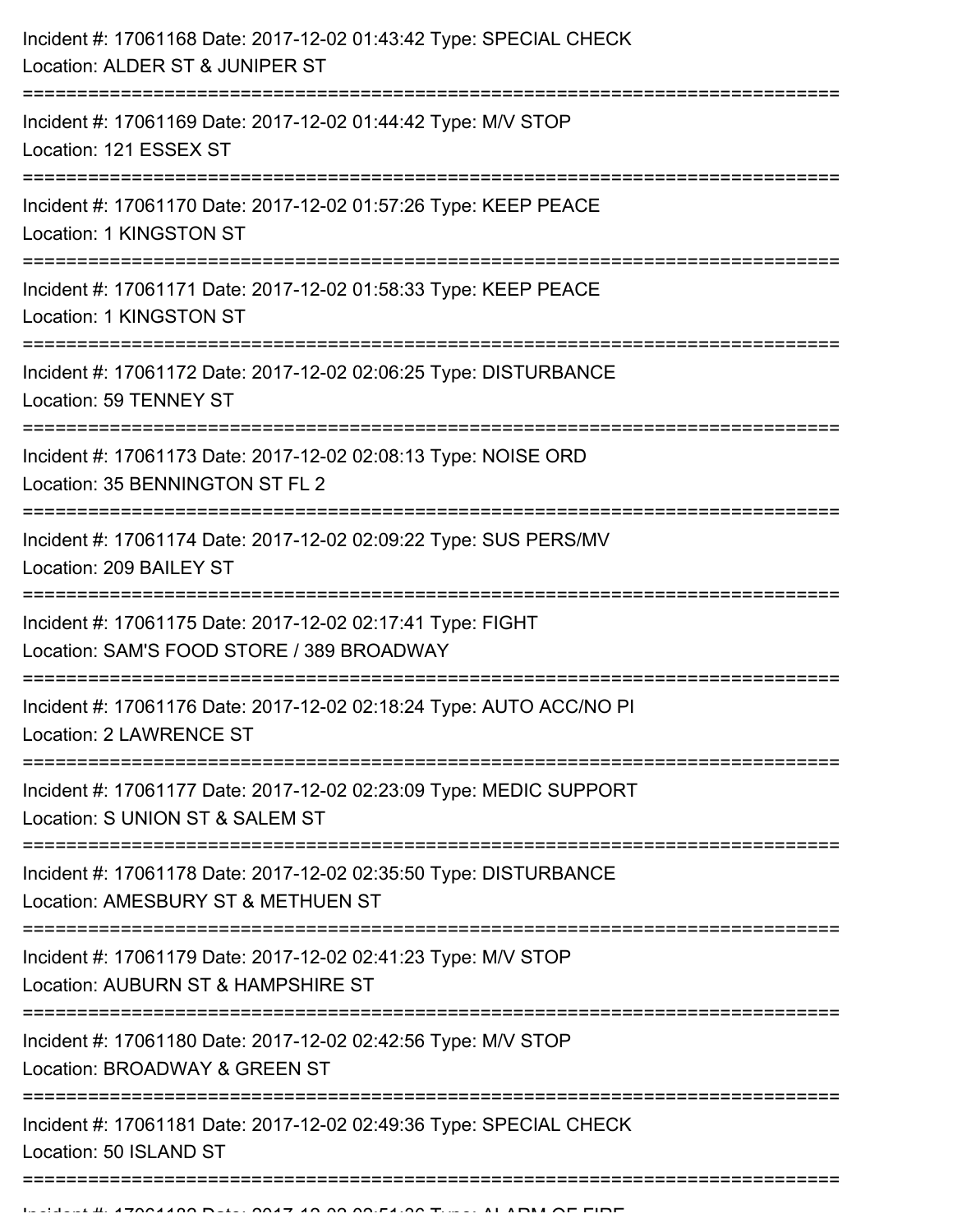Incident #: 17061168 Date: 2017-12-02 01:43:42 Type: SPECIAL CHECK
Location: ALDER ST & JUNIPER ST

===========================================================================

Incident #: 17061169 Date: 2017-12-02 01:44:42 Type: M/V STOP
Location: 121 ESSEX ST

===========================================================================

Incident #: 17061170 Date: 2017-12-02 01:57:26 Type: KEEP PEACE
Location: 1 KINGSTON ST

===========================================================================

Incident #: 17061171 Date: 2017-12-02 01:58:33 Type: KEEP PEACE
Location: 1 KINGSTON ST

===========================================================================

Incident #: 17061172 Date: 2017-12-02 02:06:25 Type: DISTURBANCE
Location: 59 TENNEY ST

===========================================================================

Incident #: 17061173 Date: 2017-12-02 02:08:13 Type: NOISE ORD
Location: 35 BENNINGTON ST FL 2

===========================================================================

Incident #: 17061174 Date: 2017-12-02 02:09:22 Type: SUS PERS/MV
Location: 209 BAILEY ST

===========================================================================

Incident #: 17061175 Date: 2017-12-02 02:17:41 Type: FIGHT
Location: SAM'S FOOD STORE / 389 BROADWAY

===========================================================================

Incident #: 17061176 Date: 2017-12-02 02:18:24 Type: AUTO ACC/NO PI
Location: 2 LAWRENCE ST

===========================================================================

Incident #: 17061177 Date: 2017-12-02 02:23:09 Type: MEDIC SUPPORT
Location: S UNION ST & SALEM ST

===========================================================================

Incident #: 17061178 Date: 2017-12-02 02:35:50 Type: DISTURBANCE
Location: AMESBURY ST & METHUEN ST

===========================================================================

Incident #: 17061179 Date: 2017-12-02 02:41:23 Type: M/V STOP
Location: AUBURN ST & HAMPSHIRE ST

===========================================================================

Incident #: 17061180 Date: 2017-12-02 02:42:56 Type: M/V STOP
Location: BROADWAY & GREEN ST

===========================================================================

Incident #: 17061181 Date: 2017-12-02 02:49:36 Type: SPECIAL CHECK
Location: 50 ISLAND ST

===========================================================================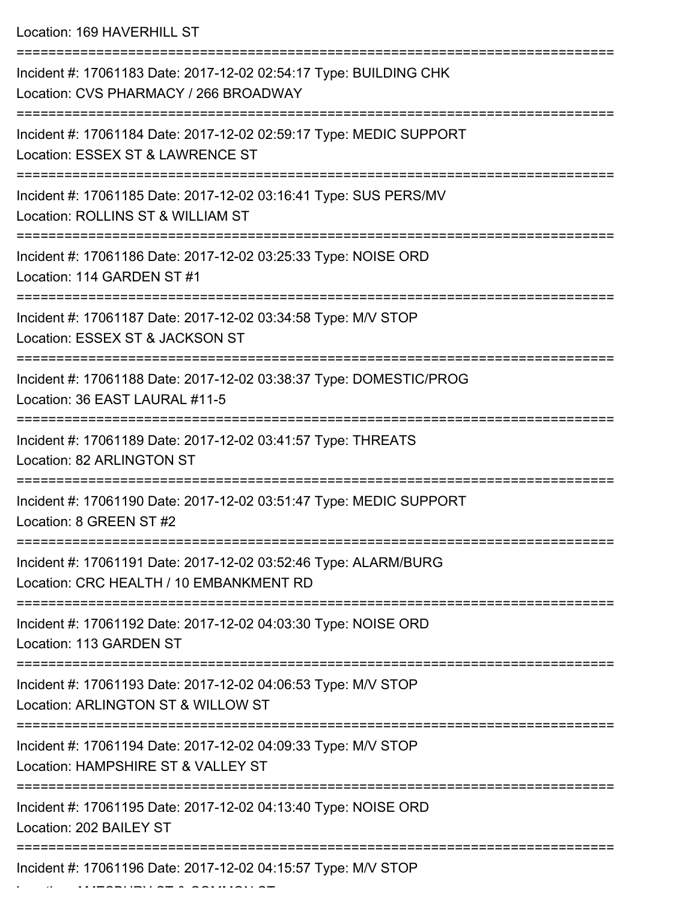Location: 169 HAVERHILL ST

===========================================================================

Incident #: 17061183 Date: 2017-12-02 02:54:17 Type: BUILDING CHK
Location: CVS PHARMACY / 266 BROADWAY

===========================================================================

Incident #: 17061184 Date: 2017-12-02 02:59:17 Type: MEDIC SUPPORT
Location: ESSEX ST & LAWRENCE ST

===========================================================================

Incident #: 17061185 Date: 2017-12-02 03:16:41 Type: SUS PERS/MV
Location: ROLLINS ST & WILLIAM ST

===========================================================================

Incident #: 17061186 Date: 2017-12-02 03:25:33 Type: NOISE ORD
Location: 114 GARDEN ST #1

===========================================================================

Incident #: 17061187 Date: 2017-12-02 03:34:58 Type: M/V STOP
Location: ESSEX ST & JACKSON ST

===========================================================================

Incident #: 17061188 Date: 2017-12-02 03:38:37 Type: DOMESTIC/PROG
Location: 36 EAST LAURAL #11-5

===========================================================================

Incident #: 17061189 Date: 2017-12-02 03:41:57 Type: THREATS
Location: 82 ARLINGTON ST

===========================================================================

Incident #: 17061190 Date: 2017-12-02 03:51:47 Type: MEDIC SUPPORT
Location: 8 GREEN ST #2

===========================================================================

Incident #: 17061191 Date: 2017-12-02 03:52:46 Type: ALARM/BURG
Location: CRC HEALTH / 10 EMBANKMENT RD

===========================================================================

Incident #: 17061192 Date: 2017-12-02 04:03:30 Type: NOISE ORD
Location: 113 GARDEN ST

===========================================================================

Incident #: 17061193 Date: 2017-12-02 04:06:53 Type: M/V STOP
Location: ARLINGTON ST & WILLOW ST

===========================================================================

Incident #: 17061194 Date: 2017-12-02 04:09:33 Type: M/V STOP
Location: HAMPSHIRE ST & VALLEY ST

===========================================================================

Incident #: 17061195 Date: 2017-12-02 04:13:40 Type: NOISE ORD
Location: 202 BAILEY ST

===========================================================================

Incident #: 17061196 Date: 2017-12-02 04:15:57 Type: M/V STOP
Location: AMESBURY ST & COMMON ST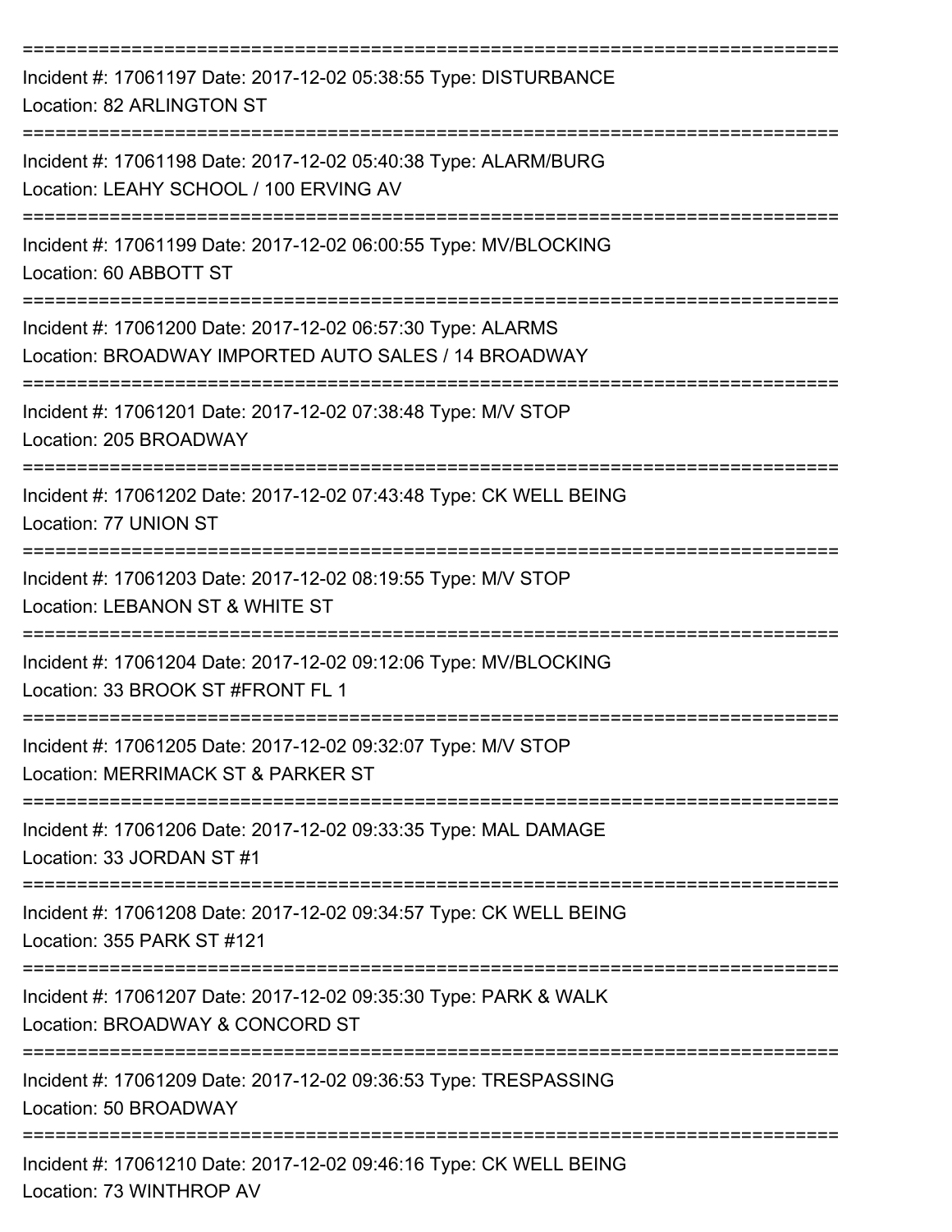===========================================================================

Incident #: 17061197 Date: 2017-12-02 05:38:55 Type: DISTURBANCE
Location: 82 ARLINGTON ST

===========================================================================

Incident #: 17061198 Date: 2017-12-02 05:40:38 Type: ALARM/BURG
Location: LEAHY SCHOOL / 100 ERVING AV

===========================================================================

Incident #: 17061199 Date: 2017-12-02 06:00:55 Type: MV/BLOCKING
Location: 60 ABBOTT ST

===========================================================================

Incident #: 17061200 Date: 2017-12-02 06:57:30 Type: ALARMS
Location: BROADWAY IMPORTED AUTO SALES / 14 BROADWAY

===========================================================================

Incident #: 17061201 Date: 2017-12-02 07:38:48 Type: M/V STOP
Location: 205 BROADWAY

===========================================================================

Incident #: 17061202 Date: 2017-12-02 07:43:48 Type: CK WELL BEING
Location: 77 UNION ST

===========================================================================

Incident #: 17061203 Date: 2017-12-02 08:19:55 Type: M/V STOP
Location: LEBANON ST & WHITE ST

===========================================================================

Incident #: 17061204 Date: 2017-12-02 09:12:06 Type: MV/BLOCKING
Location: 33 BROOK ST #FRONT FL 1

===========================================================================

Incident #: 17061205 Date: 2017-12-02 09:32:07 Type: M/V STOP
Location: MERRIMACK ST & PARKER ST

===========================================================================

Incident #: 17061206 Date: 2017-12-02 09:33:35 Type: MAL DAMAGE
Location: 33 JORDAN ST #1

===========================================================================

Incident #: 17061208 Date: 2017-12-02 09:34:57 Type: CK WELL BEING
Location: 355 PARK ST #121

===========================================================================

Incident #: 17061207 Date: 2017-12-02 09:35:30 Type: PARK & WALK
Location: BROADWAY & CONCORD ST

===========================================================================

Incident #: 17061209 Date: 2017-12-02 09:36:53 Type: TRESPASSING
Location: 50 BROADWAY

===========================================================================

Incident #: 17061210 Date: 2017-12-02 09:46:16 Type: CK WELL BEING
Location: 73 WINTHROP AV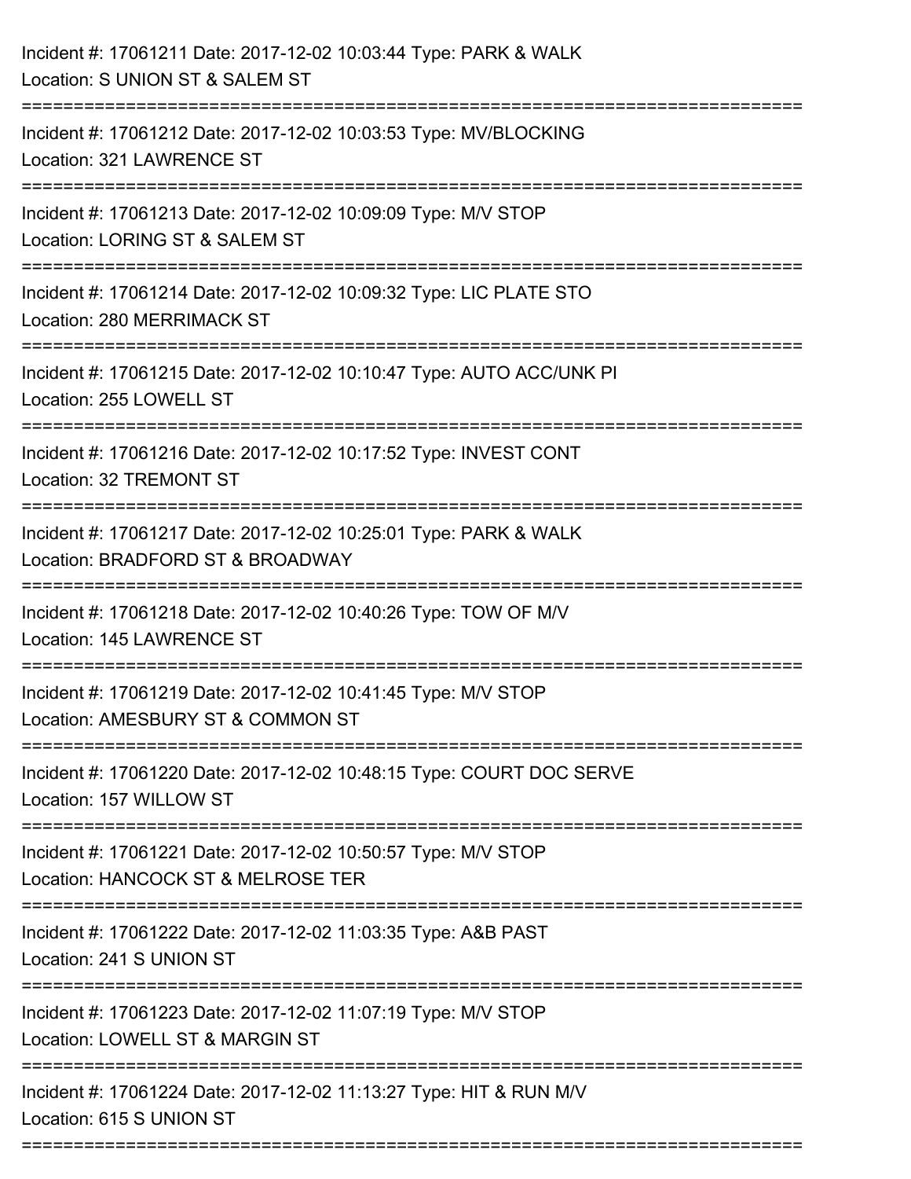Incident #: 17061211 Date: 2017-12-02 10:03:44 Type: PARK & WALK
Location: S UNION ST & SALEM ST

===========================================================================

Incident #: 17061212 Date: 2017-12-02 10:03:53 Type: MV/BLOCKING
Location: 321 LAWRENCE ST

===========================================================================

Incident #: 17061213 Date: 2017-12-02 10:09:09 Type: M/V STOP
Location: LORING ST & SALEM ST

===========================================================================

Incident #: 17061214 Date: 2017-12-02 10:09:32 Type: LIC PLATE STO
Location: 280 MERRIMACK ST

===========================================================================

Incident #: 17061215 Date: 2017-12-02 10:10:47 Type: AUTO ACC/UNK PI
Location: 255 LOWELL ST

===========================================================================

Incident #: 17061216 Date: 2017-12-02 10:17:52 Type: INVEST CONT
Location: 32 TREMONT ST

===========================================================================

Incident #: 17061217 Date: 2017-12-02 10:25:01 Type: PARK & WALK
Location: BRADFORD ST & BROADWAY

===========================================================================

Incident #: 17061218 Date: 2017-12-02 10:40:26 Type: TOW OF M/V
Location: 145 LAWRENCE ST

===========================================================================

Incident #: 17061219 Date: 2017-12-02 10:41:45 Type: M/V STOP
Location: AMESBURY ST & COMMON ST

===========================================================================

Incident #: 17061220 Date: 2017-12-02 10:48:15 Type: COURT DOC SERVE
Location: 157 WILLOW ST

===========================================================================

Incident #: 17061221 Date: 2017-12-02 10:50:57 Type: M/V STOP
Location: HANCOCK ST & MELROSE TER

===========================================================================

Incident #: 17061222 Date: 2017-12-02 11:03:35 Type: A&B PAST
Location: 241 S UNION ST

===========================================================================

Incident #: 17061223 Date: 2017-12-02 11:07:19 Type: M/V STOP
Location: LOWELL ST & MARGIN ST

===========================================================================

Incident #: 17061224 Date: 2017-12-02 11:13:27 Type: HIT & RUN M/V
Location: 615 S UNION ST

===========================================================================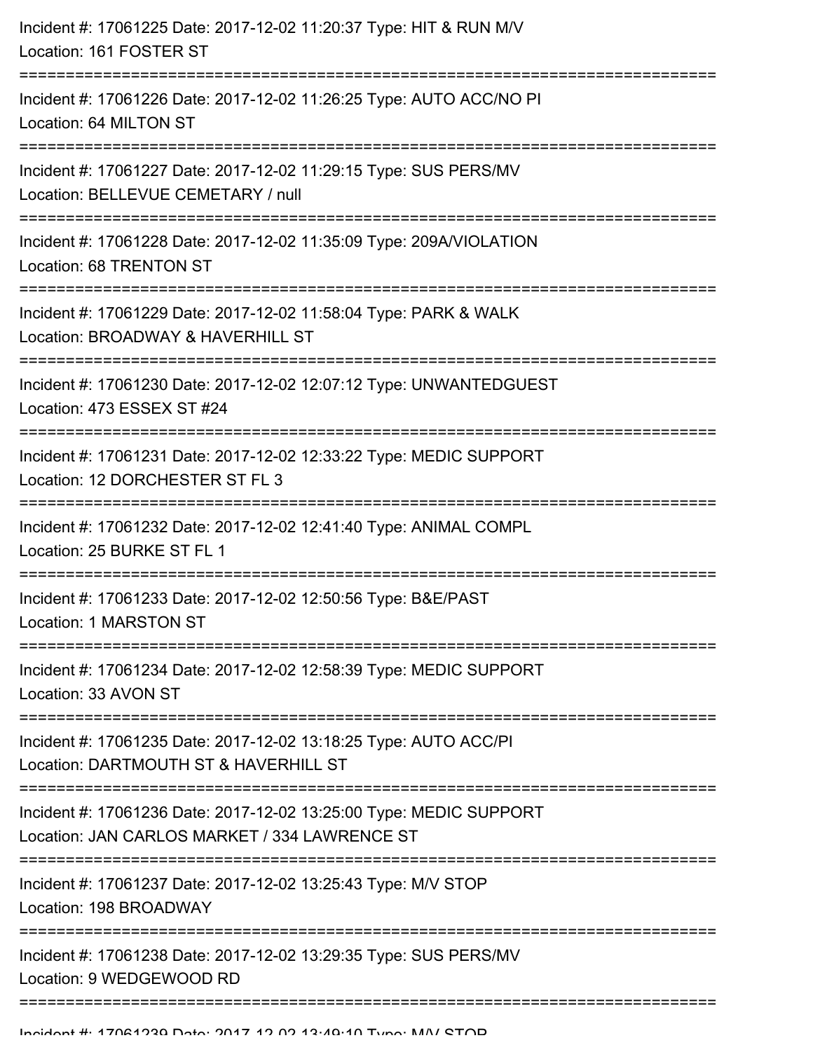Incident #: 17061225 Date: 2017-12-02 11:20:37 Type: HIT & RUN M/V
Location: 161 FOSTER ST

===========================================================================

Incident #: 17061226 Date: 2017-12-02 11:26:25 Type: AUTO ACC/NO PI
Location: 64 MILTON ST

===========================================================================

Incident #: 17061227 Date: 2017-12-02 11:29:15 Type: SUS PERS/MV
Location: BELLEVUE CEMETARY / null

===========================================================================

Incident #: 17061228 Date: 2017-12-02 11:35:09 Type: 209A/VIOLATION
Location: 68 TRENTON ST

===========================================================================

Incident #: 17061229 Date: 2017-12-02 11:58:04 Type: PARK & WALK
Location: BROADWAY & HAVERHILL ST

===========================================================================

Incident #: 17061230 Date: 2017-12-02 12:07:12 Type: UNWANTEDGUEST
Location: 473 ESSEX ST #24

===========================================================================

Incident #: 17061231 Date: 2017-12-02 12:33:22 Type: MEDIC SUPPORT
Location: 12 DORCHESTER ST FL 3

===========================================================================

Incident #: 17061232 Date: 2017-12-02 12:41:40 Type: ANIMAL COMPL
Location: 25 BURKE ST FL 1

===========================================================================

Incident #: 17061233 Date: 2017-12-02 12:50:56 Type: B&E/PAST
Location: 1 MARSTON ST

===========================================================================

Incident #: 17061234 Date: 2017-12-02 12:58:39 Type: MEDIC SUPPORT
Location: 33 AVON ST

===========================================================================

Incident #: 17061235 Date: 2017-12-02 13:18:25 Type: AUTO ACC/PI
Location: DARTMOUTH ST & HAVERHILL ST

===========================================================================

Incident #: 17061236 Date: 2017-12-02 13:25:00 Type: MEDIC SUPPORT
Location: JAN CARLOS MARKET / 334 LAWRENCE ST

===========================================================================

Incident #: 17061237 Date: 2017-12-02 13:25:43 Type: M/V STOP
Location: 198 BROADWAY

===========================================================================

Incident #: 17061238 Date: 2017-12-02 13:29:35 Type: SUS PERS/MV
Location: 9 WEDGEWOOD RD

===========================================================================

Incident #: 17061239 Date: 2017-12-02 13:49:10 Type: M/V STOP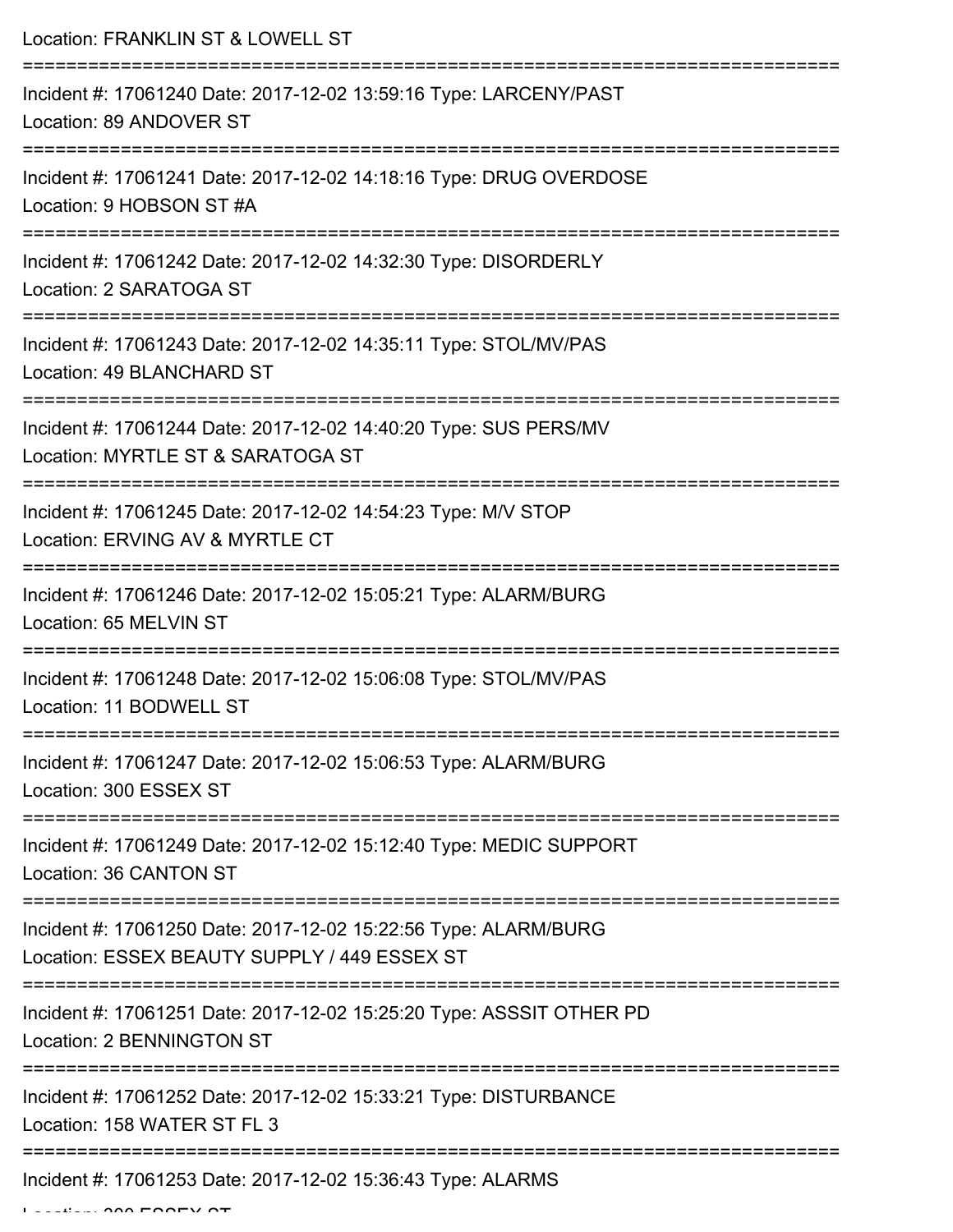Location: FRANKLIN ST & LOWELL ST

===========================================================================

Incident #: 17061240 Date: 2017-12-02 13:59:16 Type: LARCENY/PAST

Location: 89 ANDOVER ST

===========================================================================

Incident #: 17061241 Date: 2017-12-02 14:18:16 Type: DRUG OVERDOSE

Location: 9 HOBSON ST #A

===========================================================================

Incident #: 17061242 Date: 2017-12-02 14:32:30 Type: DISORDERLY

Location: 2 SARATOGA ST

===========================================================================

Incident #: 17061243 Date: 2017-12-02 14:35:11 Type: STOL/MV/PAS

Location: 49 BLANCHARD ST

===========================================================================

Incident #: 17061244 Date: 2017-12-02 14:40:20 Type: SUS PERS/MV

Location: MYRTLE ST & SARATOGA ST

===========================================================================

Incident #: 17061245 Date: 2017-12-02 14:54:23 Type: M/V STOP

Location: ERVING AV & MYRTLE CT

===========================================================================

Incident #: 17061246 Date: 2017-12-02 15:05:21 Type: ALARM/BURG

Location: 65 MELVIN ST

===========================================================================

Incident #: 17061248 Date: 2017-12-02 15:06:08 Type: STOL/MV/PAS

Location: 11 BODWELL ST

===========================================================================

Incident #: 17061247 Date: 2017-12-02 15:06:53 Type: ALARM/BURG

Location: 300 ESSEX ST

===========================================================================

Incident #: 17061249 Date: 2017-12-02 15:12:40 Type: MEDIC SUPPORT

Location: 36 CANTON ST

===========================================================================

Incident #: 17061250 Date: 2017-12-02 15:22:56 Type: ALARM/BURG

Location: ESSEX BEAUTY SUPPLY / 449 ESSEX ST

===========================================================================

Incident #: 17061251 Date: 2017-12-02 15:25:20 Type: ASSSIT OTHER PD

Location: 2 BENNINGTON ST

===========================================================================

Incident #: 17061252 Date: 2017-12-02 15:33:21 Type: DISTURBANCE

Location: 158 WATER ST FL 3

===========================================================================

Incident #: 17061253 Date: 2017-12-02 15:36:43 Type: ALARMS

Location: 300 ESSEX ST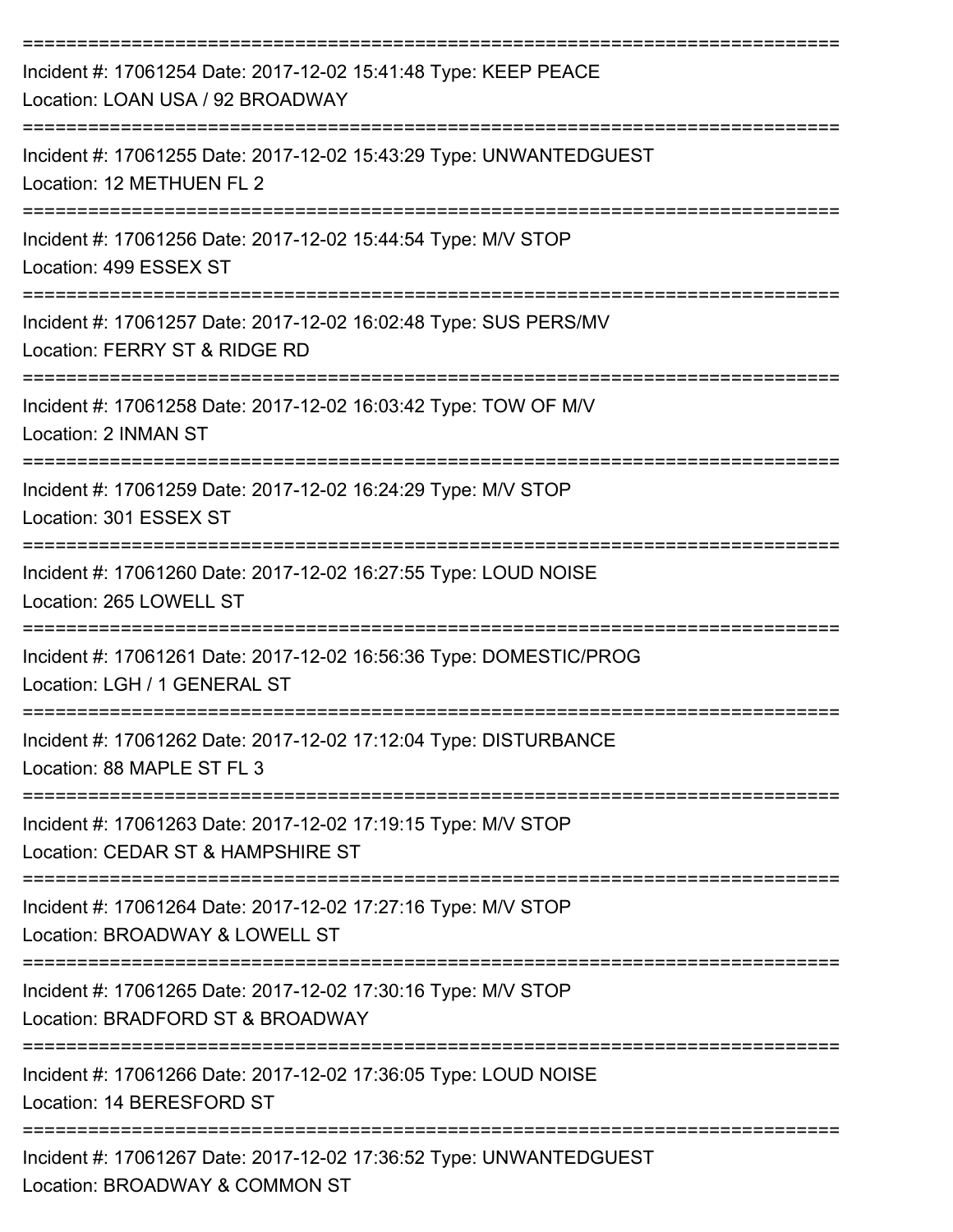==============================================================================
Incident #: 17061254 Date: 2017-12-02 15:41:48 Type: KEEP PEACE
Location: LOAN USA / 92 BROADWAY
==============================================================================
Incident #: 17061255 Date: 2017-12-02 15:43:29 Type: UNWANTEDGUEST
Location: 12 METHUEN FL 2
==============================================================================
Incident #: 17061256 Date: 2017-12-02 15:44:54 Type: M/V STOP
Location: 499 ESSEX ST
==============================================================================
Incident #: 17061257 Date: 2017-12-02 16:02:48 Type: SUS PERS/MV
Location: FERRY ST & RIDGE RD
==============================================================================
Incident #: 17061258 Date: 2017-12-02 16:03:42 Type: TOW OF M/V
Location: 2 INMAN ST
==============================================================================
Incident #: 17061259 Date: 2017-12-02 16:24:29 Type: M/V STOP
Location: 301 ESSEX ST
==============================================================================
Incident #: 17061260 Date: 2017-12-02 16:27:55 Type: LOUD NOISE
Location: 265 LOWELL ST
==============================================================================
Incident #: 17061261 Date: 2017-12-02 16:56:36 Type: DOMESTIC/PROG
Location: LGH / 1 GENERAL ST
==============================================================================
Incident #: 17061262 Date: 2017-12-02 17:12:04 Type: DISTURBANCE
Location: 88 MAPLE ST FL 3
==============================================================================
Incident #: 17061263 Date: 2017-12-02 17:19:15 Type: M/V STOP
Location: CEDAR ST & HAMPSHIRE ST
==============================================================================
Incident #: 17061264 Date: 2017-12-02 17:27:16 Type: M/V STOP
Location: BROADWAY & LOWELL ST
==============================================================================
Incident #: 17061265 Date: 2017-12-02 17:30:16 Type: M/V STOP
Location: BRADFORD ST & BROADWAY
==============================================================================
Incident #: 17061266 Date: 2017-12-02 17:36:05 Type: LOUD NOISE
Location: 14 BERESFORD ST
==============================================================================
Incident #: 17061267 Date: 2017-12-02 17:36:52 Type: UNWANTEDGUEST
Location: BROADWAY & COMMON ST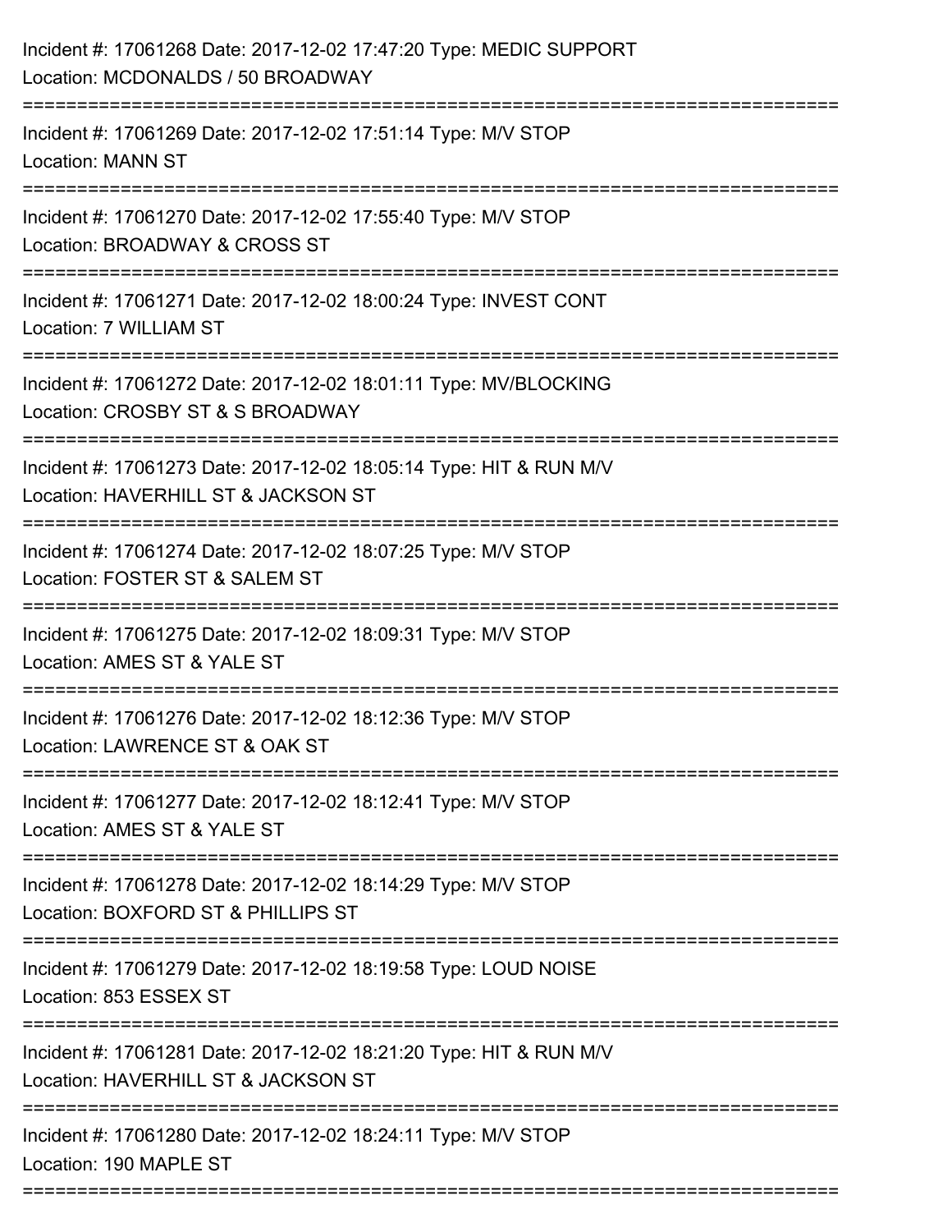Incident #: 17061268 Date: 2017-12-02 17:47:20 Type: MEDIC SUPPORT
Location: MCDONALDS / 50 BROADWAY

===========================================================================

Incident #: 17061269 Date: 2017-12-02 17:51:14 Type: M/V STOP
Location: MANN ST

===========================================================================

Incident #: 17061270 Date: 2017-12-02 17:55:40 Type: M/V STOP
Location: BROADWAY & CROSS ST

===========================================================================

Incident #: 17061271 Date: 2017-12-02 18:00:24 Type: INVEST CONT
Location: 7 WILLIAM ST

===========================================================================

Incident #: 17061272 Date: 2017-12-02 18:01:11 Type: MV/BLOCKING
Location: CROSBY ST & S BROADWAY

===========================================================================

Incident #: 17061273 Date: 2017-12-02 18:05:14 Type: HIT & RUN M/V
Location: HAVERHILL ST & JACKSON ST

===========================================================================

Incident #: 17061274 Date: 2017-12-02 18:07:25 Type: M/V STOP
Location: FOSTER ST & SALEM ST

===========================================================================

Incident #: 17061275 Date: 2017-12-02 18:09:31 Type: M/V STOP
Location: AMES ST & YALE ST

===========================================================================

Incident #: 17061276 Date: 2017-12-02 18:12:36 Type: M/V STOP
Location: LAWRENCE ST & OAK ST

===========================================================================

Incident #: 17061277 Date: 2017-12-02 18:12:41 Type: M/V STOP
Location: AMES ST & YALE ST

===========================================================================

Incident #: 17061278 Date: 2017-12-02 18:14:29 Type: M/V STOP
Location: BOXFORD ST & PHILLIPS ST

===========================================================================

Incident #: 17061279 Date: 2017-12-02 18:19:58 Type: LOUD NOISE
Location: 853 ESSEX ST

===========================================================================

Incident #: 17061281 Date: 2017-12-02 18:21:20 Type: HIT & RUN M/V
Location: HAVERHILL ST & JACKSON ST

===========================================================================

Incident #: 17061280 Date: 2017-12-02 18:24:11 Type: M/V STOP
Location: 190 MAPLE ST

===========================================================================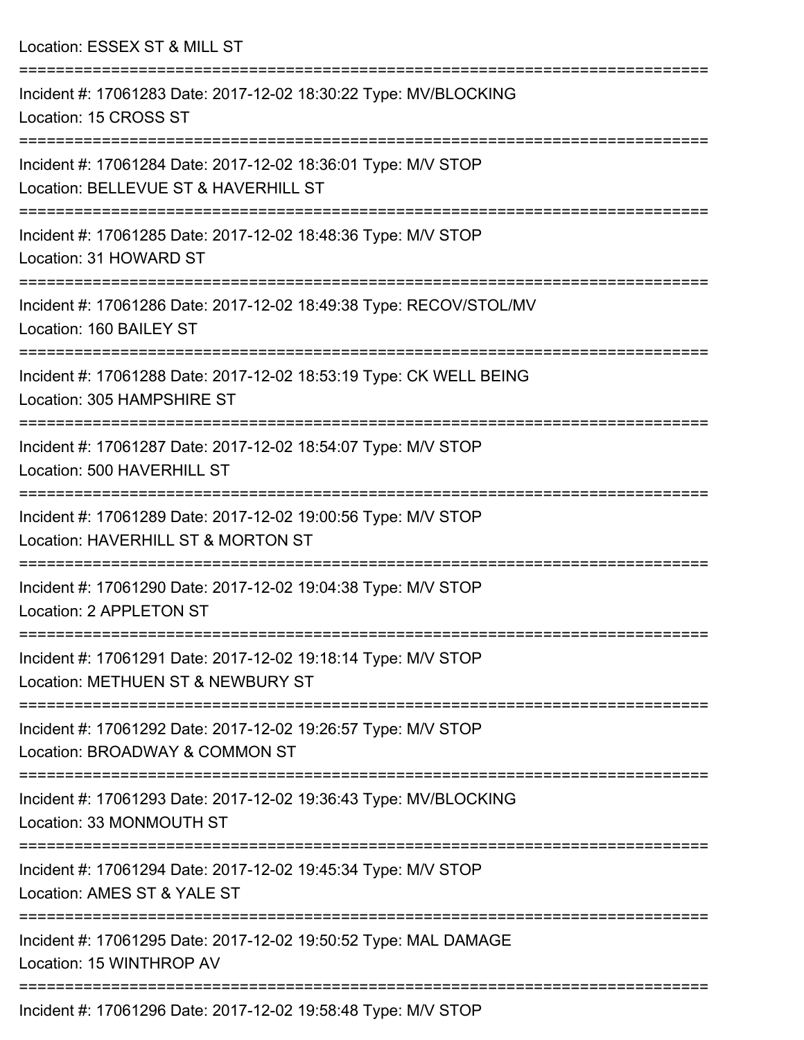Location: ESSEX ST & MILL ST

===========================================================================

Incident #: 17061283 Date: 2017-12-02 18:30:22 Type: MV/BLOCKING

Location: 15 CROSS ST

===========================================================================

Incident #: 17061284 Date: 2017-12-02 18:36:01 Type: M/V STOP

Location: BELLEVUE ST & HAVERHILL ST

===========================================================================

Incident #: 17061285 Date: 2017-12-02 18:48:36 Type: M/V STOP

Location: 31 HOWARD ST

===========================================================================

Incident #: 17061286 Date: 2017-12-02 18:49:38 Type: RECOV/STOL/MV

Location: 160 BAILEY ST

===========================================================================

Incident #: 17061288 Date: 2017-12-02 18:53:19 Type: CK WELL BEING

Location: 305 HAMPSHIRE ST

===========================================================================

Incident #: 17061287 Date: 2017-12-02 18:54:07 Type: M/V STOP

Location: 500 HAVERHILL ST

===========================================================================

Incident #: 17061289 Date: 2017-12-02 19:00:56 Type: M/V STOP

Location: HAVERHILL ST & MORTON ST

===========================================================================

Incident #: 17061290 Date: 2017-12-02 19:04:38 Type: M/V STOP

Location: 2 APPLETON ST

===========================================================================

Incident #: 17061291 Date: 2017-12-02 19:18:14 Type: M/V STOP

Location: METHUEN ST & NEWBURY ST

===========================================================================

Incident #: 17061292 Date: 2017-12-02 19:26:57 Type: M/V STOP

Location: BROADWAY & COMMON ST

===========================================================================

Incident #: 17061293 Date: 2017-12-02 19:36:43 Type: MV/BLOCKING

Location: 33 MONMOUTH ST

===========================================================================

Incident #: 17061294 Date: 2017-12-02 19:45:34 Type: M/V STOP

Location: AMES ST & YALE ST

===========================================================================

Incident #: 17061295 Date: 2017-12-02 19:50:52 Type: MAL DAMAGE

Location: 15 WINTHROP AV

===========================================================================

Incident #: 17061296 Date: 2017-12-02 19:58:48 Type: M/V STOP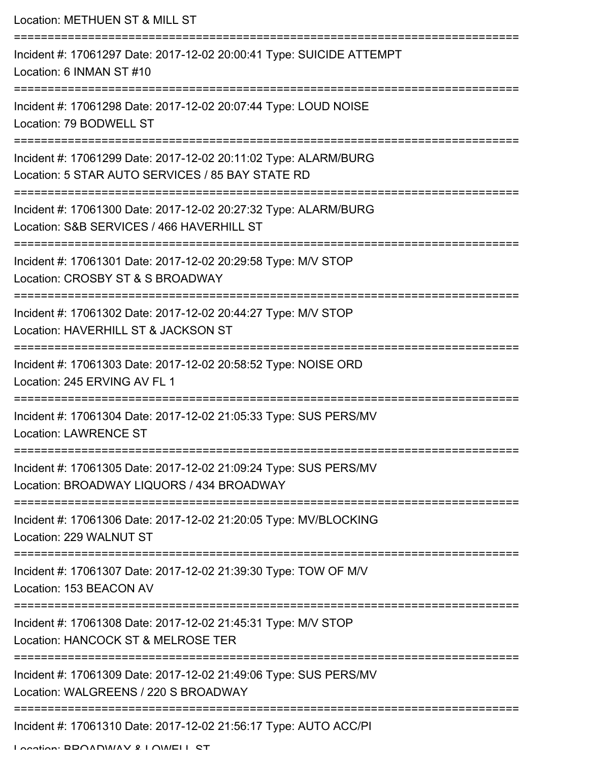Location: METHUEN ST & MILL ST

===========================================================================

Incident #: 17061297 Date: 2017-12-02 20:00:41 Type: SUICIDE ATTEMPT

Location: 6 INMAN ST #10

===========================================================================

Incident #: 17061298 Date: 2017-12-02 20:07:44 Type: LOUD NOISE

Location: 79 BODWELL ST

===========================================================================

Incident #: 17061299 Date: 2017-12-02 20:11:02 Type: ALARM/BURG

Location: 5 STAR AUTO SERVICES / 85 BAY STATE RD

===========================================================================

Incident #: 17061300 Date: 2017-12-02 20:27:32 Type: ALARM/BURG

Location: S&B SERVICES / 466 HAVERHILL ST

===========================================================================

Incident #: 17061301 Date: 2017-12-02 20:29:58 Type: M/V STOP

Location: CROSBY ST & S BROADWAY

===========================================================================

Incident #: 17061302 Date: 2017-12-02 20:44:27 Type: M/V STOP

Location: HAVERHILL ST & JACKSON ST

===========================================================================

Incident #: 17061303 Date: 2017-12-02 20:58:52 Type: NOISE ORD

Location: 245 ERVING AV FL 1

===========================================================================

Incident #: 17061304 Date: 2017-12-02 21:05:33 Type: SUS PERS/MV

Location: LAWRENCE ST

===========================================================================

Incident #: 17061305 Date: 2017-12-02 21:09:24 Type: SUS PERS/MV

Location: BROADWAY LIQUORS / 434 BROADWAY

===========================================================================

Incident #: 17061306 Date: 2017-12-02 21:20:05 Type: MV/BLOCKING

Location: 229 WALNUT ST

===========================================================================

Incident #: 17061307 Date: 2017-12-02 21:39:30 Type: TOW OF M/V

Location: 153 BEACON AV

===========================================================================

Incident #: 17061308 Date: 2017-12-02 21:45:31 Type: M/V STOP

Location: HANCOCK ST & MELROSE TER

===========================================================================

Incident #: 17061309 Date: 2017-12-02 21:49:06 Type: SUS PERS/MV

Location: WALGREENS / 220 S BROADWAY

===========================================================================

Incident #: 17061310 Date: 2017-12-02 21:56:17 Type: AUTO ACC/PI

Location: BROADWAY & LOWELL ST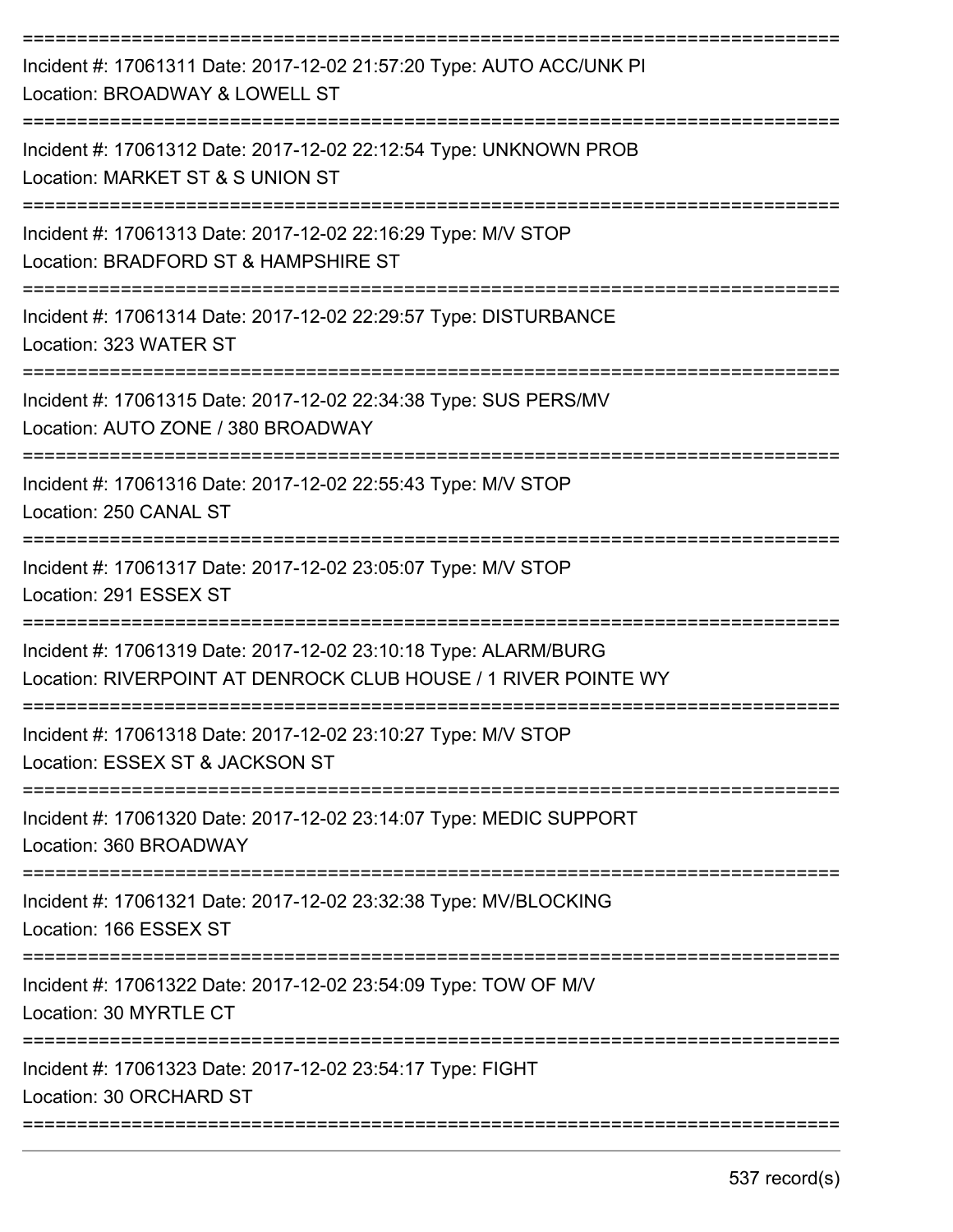===========================================================================

Incident #: 17061311 Date: 2017-12-02 21:57:20 Type: AUTO ACC/UNK PI

Location: BROADWAY & LOWELL ST

===========================================================================

Incident #: 17061312 Date: 2017-12-02 22:12:54 Type: UNKNOWN PROB

Location: MARKET ST & S UNION ST

===========================================================================

Incident #: 17061313 Date: 2017-12-02 22:16:29 Type: M/V STOP

Location: BRADFORD ST & HAMPSHIRE ST

===========================================================================

Incident #: 17061314 Date: 2017-12-02 22:29:57 Type: DISTURBANCE

Location: 323 WATER ST

===========================================================================

Incident #: 17061315 Date: 2017-12-02 22:34:38 Type: SUS PERS/MV

Location: AUTO ZONE / 380 BROADWAY

===========================================================================

Incident #: 17061316 Date: 2017-12-02 22:55:43 Type: M/V STOP

Location: 250 CANAL ST

===========================================================================

Incident #: 17061317 Date: 2017-12-02 23:05:07 Type: M/V STOP

Location: 291 ESSEX ST

===========================================================================

Incident #: 17061319 Date: 2017-12-02 23:10:18 Type: ALARM/BURG

Location: RIVERPOINT AT DENROCK CLUB HOUSE / 1 RIVER POINTE WY

===========================================================================

Incident #: 17061318 Date: 2017-12-02 23:10:27 Type: M/V STOP

Location: ESSEX ST & JACKSON ST

===========================================================================

Incident #: 17061320 Date: 2017-12-02 23:14:07 Type: MEDIC SUPPORT

Location: 360 BROADWAY

===========================================================================

Incident #: 17061321 Date: 2017-12-02 23:32:38 Type: MV/BLOCKING

Location: 166 ESSEX ST

===========================================================================

Incident #: 17061322 Date: 2017-12-02 23:54:09 Type: TOW OF M/V

Location: 30 MYRTLE CT

===========================================================================

Incident #: 17061323 Date: 2017-12-02 23:54:17 Type: FIGHT

Location: 30 ORCHARD ST

===========================================================================

537 record(s)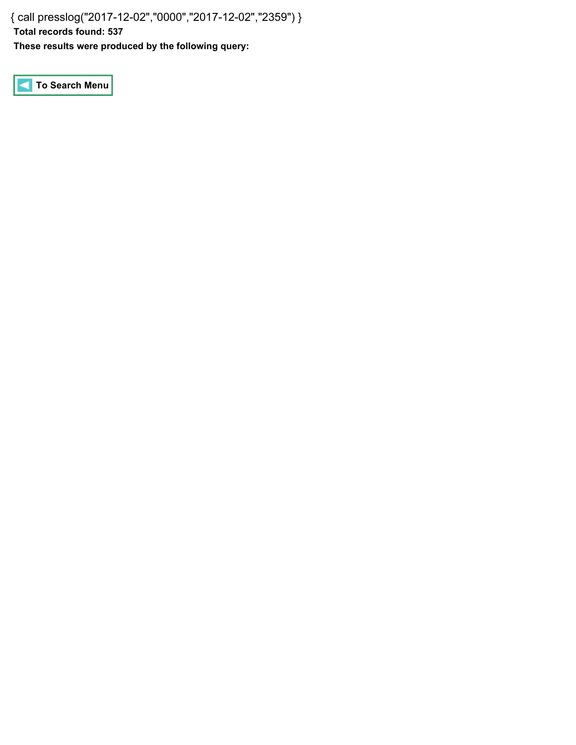{ call presslog("2017-12-02","0000","2017-12-02","2359") }

**Total records found: 537**

**These results were produced by the following query:**

**To Search Menu**